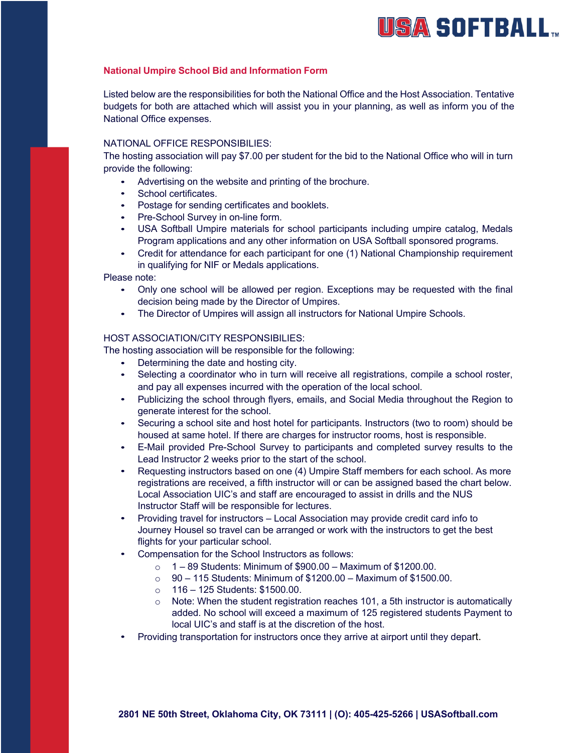## National Umpire School Bid and Information Form

Listed below are the responsibilities for both the National Office and the Host Association. Tentative budgets for both are attached which will assist you in your planning, as well as inform you of the National Office expenses.

NATIONAL OFFICE RESPONSIBILIES:

The hosting association will pay $7.00 per student for the bid to the National Office who will in turn provide the following:

- Advertising on the website and printing of the brochure.
- School certificates.
- Postage for sending certificates and booklets.
- Pre-School Survey in on-line form.
- USA Softball Umpire materials for school participants including umpire catalog, Medals Program applications and any other information on USA Softball sponsored programs.
- Credit for attendance for each participant for one (1) National Championship requirement in qualifying for NIF or Medals applications.

Please note:

- Only one school will be allowed per region. Exceptions may be requested with the final decision being made by the Director of Umpires.
- The Director of Umpires will assign all instructors for National Umpire Schools.

HOST ASSOCIATION/CITY RESPONSIBILIES:

The hosting association will be responsible for the following:

- Determining the date and hosting city.
- Selecting a coordinator who in turn will receive all registrations, compile a school roster, and pay all expenses incurred with the operation of the local school.
- Publicizing the school through flyers, emails, and Social Media throughout the Region to generate interest for the school.
- Securing a school site and host hotel for participants. Instructors (two to room) should be housed at same hotel. If there are charges for instructor rooms, host is responsible.
- E-Mail provided Pre-School Survey to participants and completed survey results to the Lead Instructor 2 weeks prior to the start of the school.
- Requesting instructors based on one (4) Umpire Staff members for each school. As more registrations are received, a fifth instructor will or can be assigned based the chart below. Local Association UIC's and staff are encouraged to assist in drills and the NUS Instructor Staff will be responsible for lectures.
- Providing travel for instructors – Local Association may provide credit card info to Journey Housel so travel can be arranged or work with the instructors to get the best flights for your particular school.
- Compensation for the School Instructors as follows:
  - 1 – 89 Students: Minimum of $900.00 – Maximum of $1200.00.
  - 90 – 115 Students: Minimum of $1200.00 – Maximum of $1500.00.
  - 116 – 125 Students: $1500.00.
  - Note: When the student registration reaches 101, a 5th instructor is automatically added. No school will exceed a maximum of 125 registered students Payment to local UIC's and staff is at the discretion of the host.
- Providing transportation for instructors once they arrive at airport until they depart.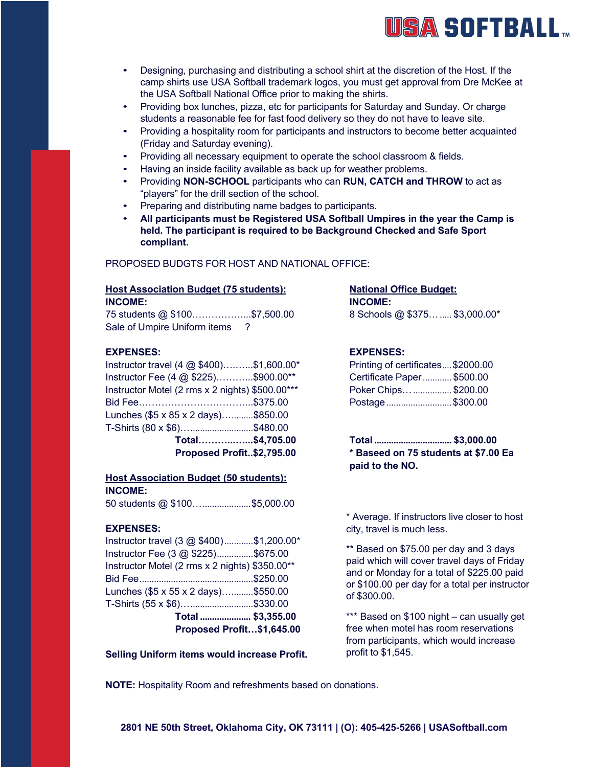- Designing, purchasing and distributing a school shirt at the discretion of the Host. If the camp shirts use USA Softball trademark logos, you must get approval from Dre McKee at the USA Softball National Office prior to making the shirts.
- Providing box lunches, pizza, etc for participants for Saturday and Sunday. Or charge students a reasonable fee for fast food delivery so they do not have to leave site.
- Providing a hospitality room for participants and instructors to become better acquainted (Friday and Saturday evening).
- Providing all necessary equipment to operate the school classroom & fields.
- Having an inside facility available as back up for weather problems.
- Providing **NON-SCHOOL** participants who can **RUN, CATCH and THROW** to act as "players" for the drill section of the school.
- Preparing and distributing name badges to participants.
- **All participants must be Registered USA Softball Umpires in the year the Camp is held. The participant is required to be Background Checked and Safe Sport compliant.**

PROPOSED BUDGTS FOR HOST AND NATIONAL OFFICE:

**Host Association Budget (75 students):**

**INCOME:**

75 students @ $100……………....$7,500.00
Sale of Umpire Uniform items ?

**EXPENSES:**

Instructor travel (4 @ $400)……....$1,600.00*
Instructor Fee (4 @ $225)………...$900.00**
Instructor Motel (2 rms x 2 nights) $500.00***
Bid Fee……………………………..$375.00
Lunches ($5 x 85 x 2 days)….........$850.00
T-Shirts (80 x $6)….........................$480.00
**Total……….……..$4,705.00**
**Proposed Profit..$2,795.00**

**Host Association Budget (50 students):**

**INCOME:**

50 students @ $100…...................$5,000.00

**EXPENSES:**

Instructor travel (3 @ $400)............$1,200.00*
Instructor Fee (3 @ $225)...............$675.00
Instructor Motel (2 rms x 2 nights) $350.00**
Bid Fee..............................................$250.00
Lunches ($5 x 55 x 2 days)….........$550.00
T-Shirts (55 x $6)….........................$330.00
**Total .................... $3,355.00**
**Proposed Profit…$1,645.00**

**Selling Uniform items would increase Profit.**

**National Office Budget:**

**INCOME:**

8 Schools @ $375…..... $3,000.00*

**EXPENSES:**

Printing of certificates....$2000.00
Certificate Paper...........$500.00
Poker Chips…...............$200.00
Postage..........................$300.00

**Total ............................... $3,000.00**
**\* Baseed on 75 students at $7.00 Ea paid to the NO.**

\* Average. If instructors live closer to host city, travel is much less.

\*\* Based on $75.00 per day and 3 days paid which will cover travel days of Friday and or Monday for a total of $225.00 paid or $100.00 per day for a total per instructor of $300.00.

\*\*\* Based on $100 night – can usually get free when motel has room reservations from participants, which would increase profit to $1,545.

**NOTE:** Hospitality Room and refreshments based on donations.